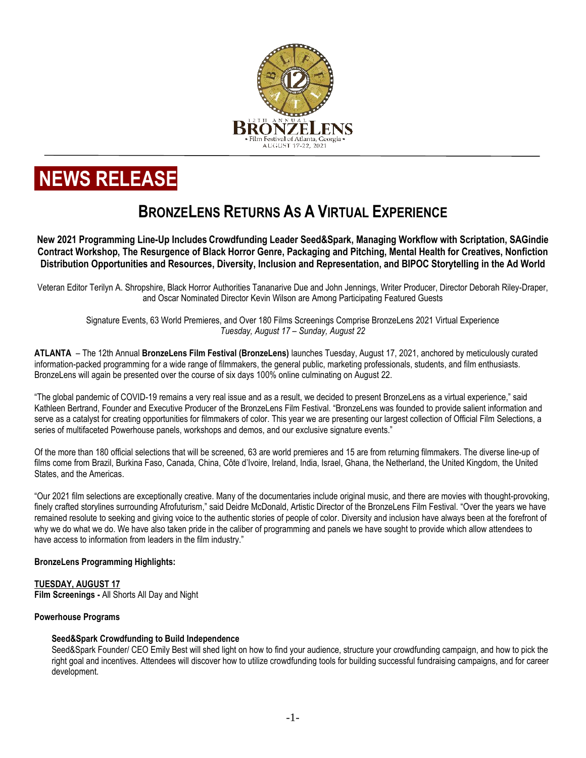12TH ANNUAL BRONZELENS Film Festival of Atlanta, Georgia AUGUST 17-22, 2021

# NEWS RELEASE

## BRONZELENS RETURNS AS A VIRTUAL EXPERIENCE

**New 2021 Programming Line-Up Includes Crowdfunding Leader Seed&Spark, Managing Workflow with Scriptation, SAGindie Contract Workshop, The Resurgence of Black Horror Genre, Packaging and Pitching, Mental Health for Creatives, Nonfiction Distribution Opportunities and Resources, Diversity, Inclusion and Representation, and BIPOC Storytelling in the Ad World**

Veteran Editor Terilyn A. Shropshire, Black Horror Authorities Tananarive Due and John Jennings, Writer Producer, Director Deborah Riley-Draper, and Oscar Nominated Director Kevin Wilson are Among Participating Featured Guests

Signature Events, 63 World Premieres, and Over 180 Films Screenings Comprise BronzeLens 2021 Virtual Experience
*Tuesday, August 17 – Sunday, August 22*

**ATLANTA** – The 12th Annual **BronzeLens Film Festival (BronzeLens)** launches Tuesday, August 17, 2021, anchored by meticulously curated information-packed programming for a wide range of filmmakers, the general public, marketing professionals, students, and film enthusiasts. BronzeLens will again be presented over the course of six days 100% online culminating on August 22.

"The global pandemic of COVID-19 remains a very real issue and as a result, we decided to present BronzeLens as a virtual experience," said Kathleen Bertrand, Founder and Executive Producer of the BronzeLens Film Festival. "BronzeLens was founded to provide salient information and serve as a catalyst for creating opportunities for filmmakers of color. This year we are presenting our largest collection of Official Film Selections, a series of multifaceted Powerhouse panels, workshops and demos, and our exclusive signature events."

Of the more than 180 official selections that will be screened, 63 are world premieres and 15 are from returning filmmakers. The diverse line-up of films come from Brazil, Burkina Faso, Canada, China, Côte d'Ivoire, Ireland, India, Israel, Ghana, the Netherland, the United Kingdom, the United States, and the Americas.

"Our 2021 film selections are exceptionally creative. Many of the documentaries include original music, and there are movies with thought-provoking, finely crafted storylines surrounding Afrofuturism," said Deidre McDonald, Artistic Director of the BronzeLens Film Festival. "Over the years we have remained resolute to seeking and giving voice to the authentic stories of people of color. Diversity and inclusion have always been at the forefront of why we do what we do. We have also taken pride in the caliber of programming and panels we have sought to provide which allow attendees to have access to information from leaders in the film industry."

**BronzeLens Programming Highlights:**

**TUESDAY, AUGUST 17**
**Film Screenings -** All Shorts All Day and Night

**Powerhouse Programs**

**Seed&Spark Crowdfunding to Build Independence**
Seed&Spark Founder/ CEO Emily Best will shed light on how to find your audience, structure your crowdfunding campaign, and how to pick the right goal and incentives. Attendees will discover how to utilize crowdfunding tools for building successful fundraising campaigns, and for career development.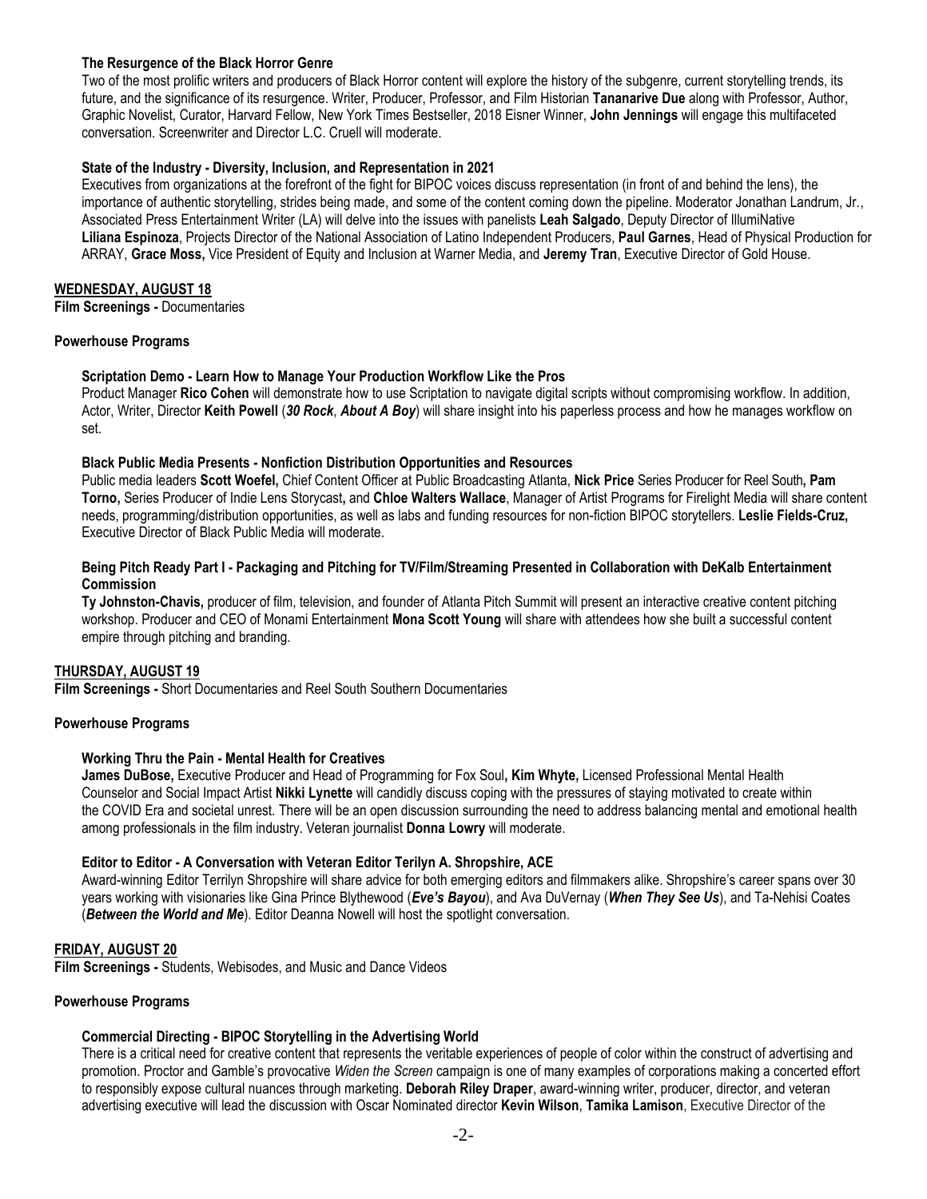### The Resurgence of the Black Horror Genre

Two of the most prolific writers and producers of Black Horror content will explore the history of the subgenre, current storytelling trends, its future, and the significance of its resurgence. Writer, Producer, Professor, and Film Historian **Tananarive Due** along with Professor, Author, Graphic Novelist, Curator, Harvard Fellow, New York Times Bestseller, 2018 Eisner Winner, **John Jennings** will engage this multifaceted conversation. Screenwriter and Director L.C. Cruell will moderate.

### State of the Industry - Diversity, Inclusion, and Representation in 2021

Executives from organizations at the forefront of the fight for BIPOC voices discuss representation (in front of and behind the lens), the importance of authentic storytelling, strides being made, and some of the content coming down the pipeline. Moderator Jonathan Landrum, Jr., Associated Press Entertainment Writer (LA) will delve into the issues with panelists **Leah Salgado**, Deputy Director of IllumiNative **Liliana Espinoza**, Projects Director of the National Association of Latino Independent Producers, **Paul Garnes**, Head of Physical Production for ARRAY, **Grace Moss,** Vice President of Equity and Inclusion at Warner Media, and **Jeremy Tran**, Executive Director of Gold House.

## WEDNESDAY, AUGUST 18

**Film Screenings -** Documentaries

**Powerhouse Programs**

### Scriptation Demo - Learn How to Manage Your Production Workflow Like the Pros

Product Manager **Rico Cohen** will demonstrate how to use Scriptation to navigate digital scripts without compromising workflow. In addition, Actor, Writer, Director **Keith Powell** (***30 Rock***, ***About A Boy***) will share insight into his paperless process and how he manages workflow on set.

### Black Public Media Presents - Nonfiction Distribution Opportunities and Resources

Public media leaders **Scott Woefel,** Chief Content Officer at Public Broadcasting Atlanta, **Nick Price** Series Producer for Reel South**, Pam Torno,** Series Producer of Indie Lens Storycast**,** and **Chloe Walters Wallace**, Manager of Artist Programs for Firelight Media will share content needs, programming/distribution opportunities, as well as labs and funding resources for non-fiction BIPOC storytellers. **Leslie Fields-Cruz,** Executive Director of Black Public Media will moderate.

### Being Pitch Ready Part I - Packaging and Pitching for TV/Film/Streaming Presented in Collaboration with DeKalb Entertainment Commission

**Ty Johnston-Chavis,** producer of film, television, and founder of Atlanta Pitch Summit will present an interactive creative content pitching workshop. Producer and CEO of Monami Entertainment **Mona Scott Young** will share with attendees how she built a successful content empire through pitching and branding.

## THURSDAY, AUGUST 19

**Film Screenings -** Short Documentaries and Reel South Southern Documentaries

**Powerhouse Programs**

### Working Thru the Pain - Mental Health for Creatives

**James DuBose,** Executive Producer and Head of Programming for Fox Soul**, Kim Whyte,** Licensed Professional Mental Health Counselor and Social Impact Artist **Nikki Lynette** will candidly discuss coping with the pressures of staying motivated to create within the COVID Era and societal unrest. There will be an open discussion surrounding the need to address balancing mental and emotional health among professionals in the film industry. Veteran journalist **Donna Lowry** will moderate.

### Editor to Editor - A Conversation with Veteran Editor Terilyn A. Shropshire, ACE

Award-winning Editor Terrilyn Shropshire will share advice for both emerging editors and filmmakers alike. Shropshire's career spans over 30 years working with visionaries like Gina Prince Blythewood (***Eve's Bayou***), and Ava DuVernay (***When They See Us***), and Ta-Nehisi Coates (***Between the World and Me***). Editor Deanna Nowell will host the spotlight conversation.

## FRIDAY, AUGUST 20

**Film Screenings -** Students, Webisodes, and Music and Dance Videos

**Powerhouse Programs**

### Commercial Directing - BIPOC Storytelling in the Advertising World

There is a critical need for creative content that represents the veritable experiences of people of color within the construct of advertising and promotion. Proctor and Gamble's provocative *Widen the Screen* campaign is one of many examples of corporations making a concerted effort to responsibly expose cultural nuances through marketing. **Deborah Riley Draper**, award-winning writer, producer, director, and veteran advertising executive will lead the discussion with Oscar Nominated director **Kevin Wilson**, **Tamika Lamison**, Executive Director of the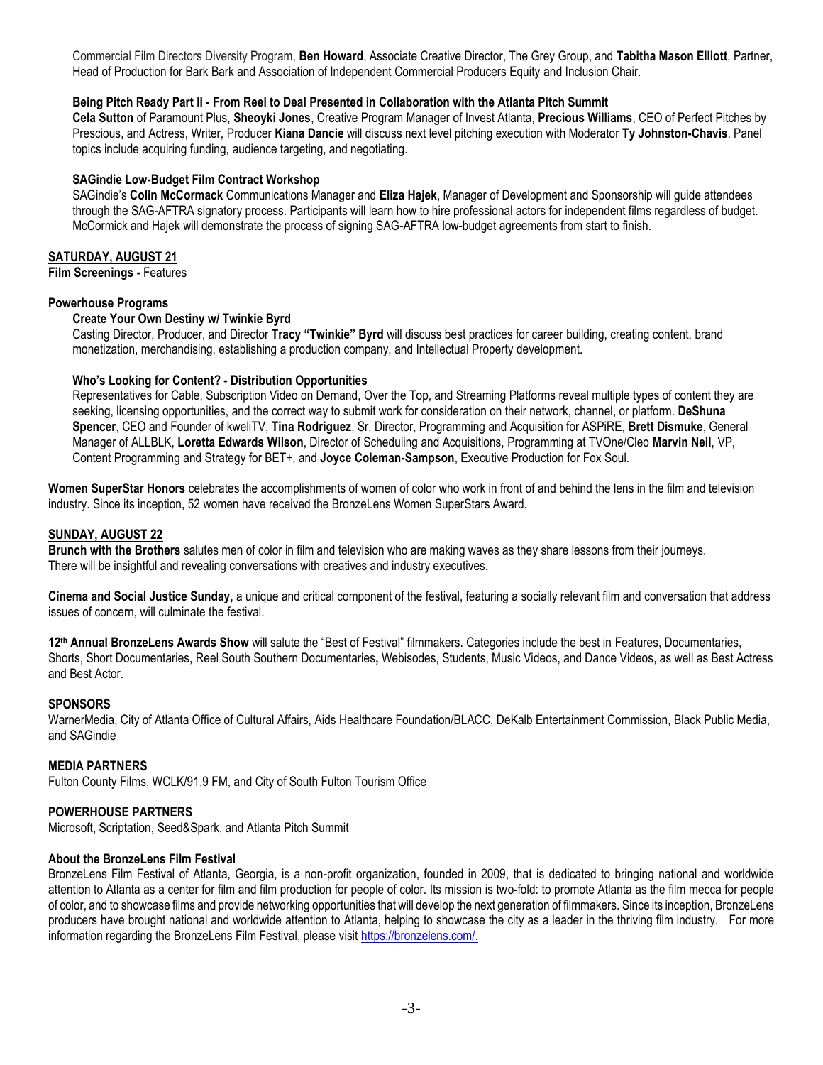Commercial Film Directors Diversity Program, **Ben Howard**, Associate Creative Director, The Grey Group, and **Tabitha Mason Elliott**, Partner, Head of Production for Bark Bark and Association of Independent Commercial Producers Equity and Inclusion Chair.

**Being Pitch Ready Part II - From Reel to Deal Presented in Collaboration with the Atlanta Pitch Summit**
**Cela Sutton** of Paramount Plus, **Sheoyki Jones**, Creative Program Manager of Invest Atlanta, **Precious Williams**, CEO of Perfect Pitches by Prescious, and Actress, Writer, Producer **Kiana Dancie** will discuss next level pitching execution with Moderator **Ty Johnston-Chavis**. Panel topics include acquiring funding, audience targeting, and negotiating.

**SAGindie Low-Budget Film Contract Workshop**
SAGindie's **Colin McCormack** Communications Manager and **Eliza Hajek**, Manager of Development and Sponsorship will guide attendees through the SAG-AFTRA signatory process. Participants will learn how to hire professional actors for independent films regardless of budget. McCormick and Hajek will demonstrate the process of signing SAG-AFTRA low-budget agreements from start to finish.

**SATURDAY, AUGUST 21**
**Film Screenings -** Features

**Powerhouse Programs**

**Create Your Own Destiny w/ Twinkie Byrd**
Casting Director, Producer, and Director **Tracy "Twinkie" Byrd** will discuss best practices for career building, creating content, brand monetization, merchandising, establishing a production company, and Intellectual Property development.

**Who's Looking for Content? - Distribution Opportunities**
Representatives for Cable, Subscription Video on Demand, Over the Top, and Streaming Platforms reveal multiple types of content they are seeking, licensing opportunities, and the correct way to submit work for consideration on their network, channel, or platform. **DeShuna Spencer**, CEO and Founder of kweliTV, **Tina Rodriguez**, Sr. Director, Programming and Acquisition for ASPiRE, **Brett Dismuke**, General Manager of ALLBLK, **Loretta Edwards Wilson**, Director of Scheduling and Acquisitions, Programming at TVOne/Cleo **Marvin Neil**, VP, Content Programming and Strategy for BET+, and **Joyce Coleman-Sampson**, Executive Production for Fox Soul.

**Women SuperStar Honors** celebrates the accomplishments of women of color who work in front of and behind the lens in the film and television industry. Since its inception, 52 women have received the BronzeLens Women SuperStars Award.

**SUNDAY, AUGUST 22**
**Brunch with the Brothers** salutes men of color in film and television who are making waves as they share lessons from their journeys. There will be insightful and revealing conversations with creatives and industry executives.

**Cinema and Social Justice Sunday**, a unique and critical component of the festival, featuring a socially relevant film and conversation that address issues of concern, will culminate the festival.

**12th Annual BronzeLens Awards Show** will salute the "Best of Festival" filmmakers. Categories include the best in Features, Documentaries, Shorts, Short Documentaries, Reel South Southern Documentaries**,** Webisodes, Students, Music Videos, and Dance Videos, as well as Best Actress and Best Actor.

**SPONSORS**
WarnerMedia, City of Atlanta Office of Cultural Affairs, Aids Healthcare Foundation/BLACC, DeKalb Entertainment Commission, Black Public Media, and SAGindie

**MEDIA PARTNERS**
Fulton County Films, WCLK/91.9 FM, and City of South Fulton Tourism Office

**POWERHOUSE PARTNERS**
Microsoft, Scriptation, Seed&Spark, and Atlanta Pitch Summit

**About the BronzeLens Film Festival**
BronzeLens Film Festival of Atlanta, Georgia, is a non-profit organization, founded in 2009, that is dedicated to bringing national and worldwide attention to Atlanta as a center for film and film production for people of color. Its mission is two-fold: to promote Atlanta as the film mecca for people of color, and to showcase films and provide networking opportunities that will develop the next generation of filmmakers. Since its inception, BronzeLens producers have brought national and worldwide attention to Atlanta, helping to showcase the city as a leader in the thriving film industry. For more information regarding the BronzeLens Film Festival, please visit https://bronzelens.com/.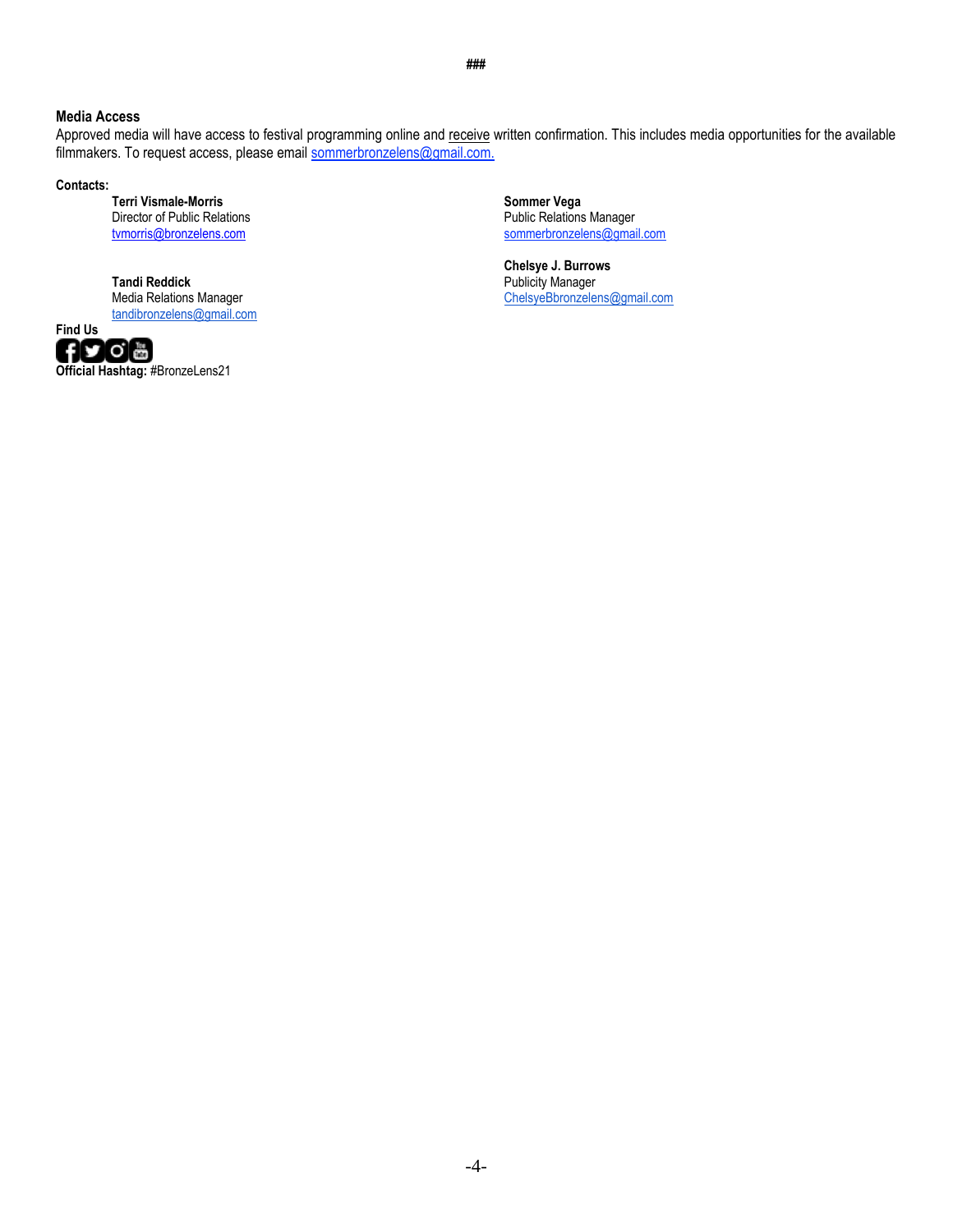###

**Media Access**

Approved media will have access to festival programming online and receive written confirmation. This includes media opportunities for the available filmmakers. To request access, please email sommerbronzelens@gmail.com.

**Contacts:**

**Terri Vismale-Morris**
Director of Public Relations
tvmorris@bronzelens.com

**Tandi Reddick**
Media Relations Manager
tandibronzelens@gmail.com

**Sommer Vega**
Public Relations Manager
sommerbronzelens@gmail.com

**Chelsye J. Burrows**
Publicity Manager
ChelsyeBbronzelens@gmail.com

**Find Us**

**Official Hashtag:** #BronzeLens21